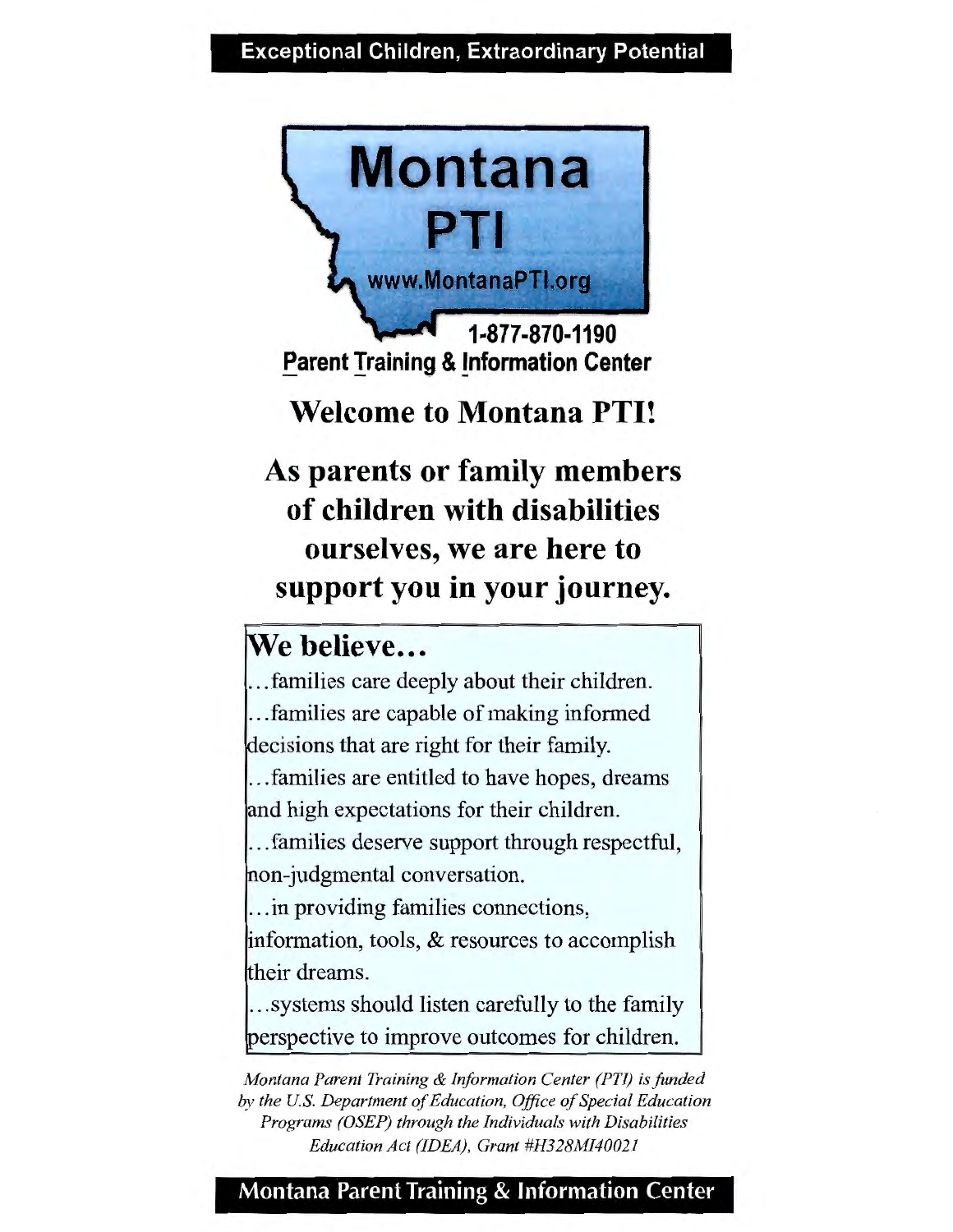**Exceptional Children, Extraordinary Potential**

# Montana PTI

www.MontanaPTI.org

1-877-870-1190

**Parent Training & Information Center**

## Welcome to Montana PTI!

## As parents or family members of children with disabilities ourselves, we are here to support you in your journey.

### We believe...

...families care deeply about their children.

...families are capable of making informed decisions that are right for their family.

...families are entitled to have hopes, dreams and high expectations for their children.

...families deserve support through respectful, non-judgmental conversation.

...in providing families connections, information, tools, & resources to accomplish their dreams.

...systems should listen carefully to the family perspective to improve outcomes for children.

*Montana Parent Training & Information Center (PTI) is funded by the U.S. Department of Education, Office of Special Education Programs (OSEP) through the Individuals with Disabilities Education Act (IDEA), Grant #H328MI40021*

**Montana Parent Training & Information Center**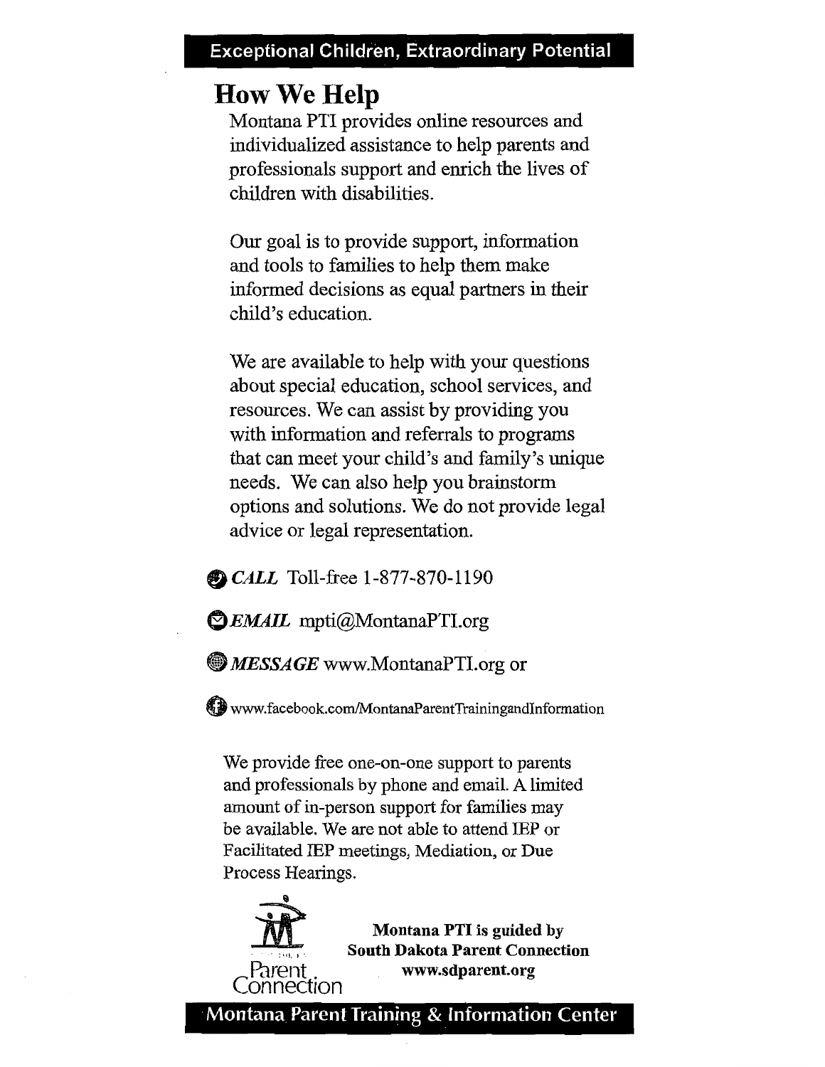Exceptional Children, Extraordinary Potential

## How We Help

Montana PTI provides online resources and individualized assistance to help parents and professionals support and enrich the lives of children with disabilities.

Our goal is to provide support, information and tools to families to help them make informed decisions as equal partners in their child's education.

We are available to help with your questions about special education, school services, and resources. We can assist by providing you with information and referrals to programs that can meet your child's and family's unique needs. We can also help you brainstorm options and solutions. We do not provide legal advice or legal representation.

***CALL*** Toll-free 1-877-870-1190

***EMAIL*** mpti@MontanaPTI.org

***MESSAGE*** www.MontanaPTI.org or

www.facebook.com/MontanaParentTrainingandInformation

We provide free one-on-one support to parents and professionals by phone and email. A limited amount of in-person support for families may be available. We are not able to attend IEP or Facilitated IEP meetings, Mediation, or Due Process Hearings.

Parent Connection

**Montana PTI is guided by South Dakota Parent Connection www.sdparent.org**

Montana Parent Training & Information Center